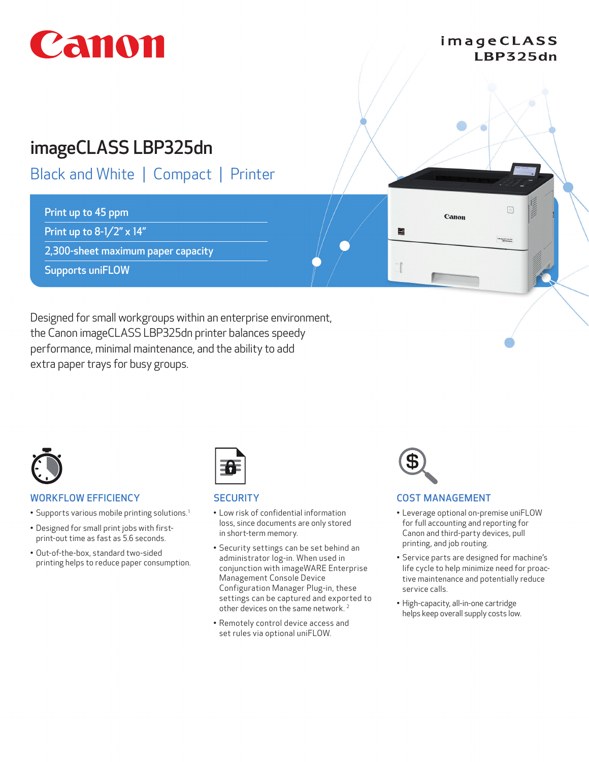Canon

imageCLASS LBP325dn

# imageCLASS LBP325dn

## Black and White | Compact | Printer

- Print up to 45 ppm
- Print up to 8-1/2" x 14"
- 2,300-sheet maximum paper capacity
- Supports uniFLOW

Designed for small workgroups within an enterprise environment, the Canon imageCLASS LBP325dn printer balances speedy performance, minimal maintenance, and the ability to add extra paper trays for busy groups.

### WORKFLOW EFFICIENCY

- Supports various mobile printing solutions.[1]
- Designed for small print jobs with first-print-out time as fast as 5.6 seconds.
- Out-of-the-box, standard two-sided printing helps to reduce paper consumption.

### SECURITY

- Low risk of confidential information loss, since documents are only stored in short-term memory.
- Security settings can be set behind an administrator log-in. When used in conjunction with imageWARE Enterprise Management Console Device Configuration Manager Plug-in, these settings can be captured and exported to other devices on the same network.[2]
- Remotely control device access and set rules via optional uniFLOW.

### COST MANAGEMENT

- Leverage optional on-premise uniFLOW for full accounting and reporting for Canon and third-party devices, pull printing, and job routing.
- Service parts are designed for machine's life cycle to help minimize need for proactive maintenance and potentially reduce service calls.
- High-capacity, all-in-one cartridge helps keep overall supply costs low.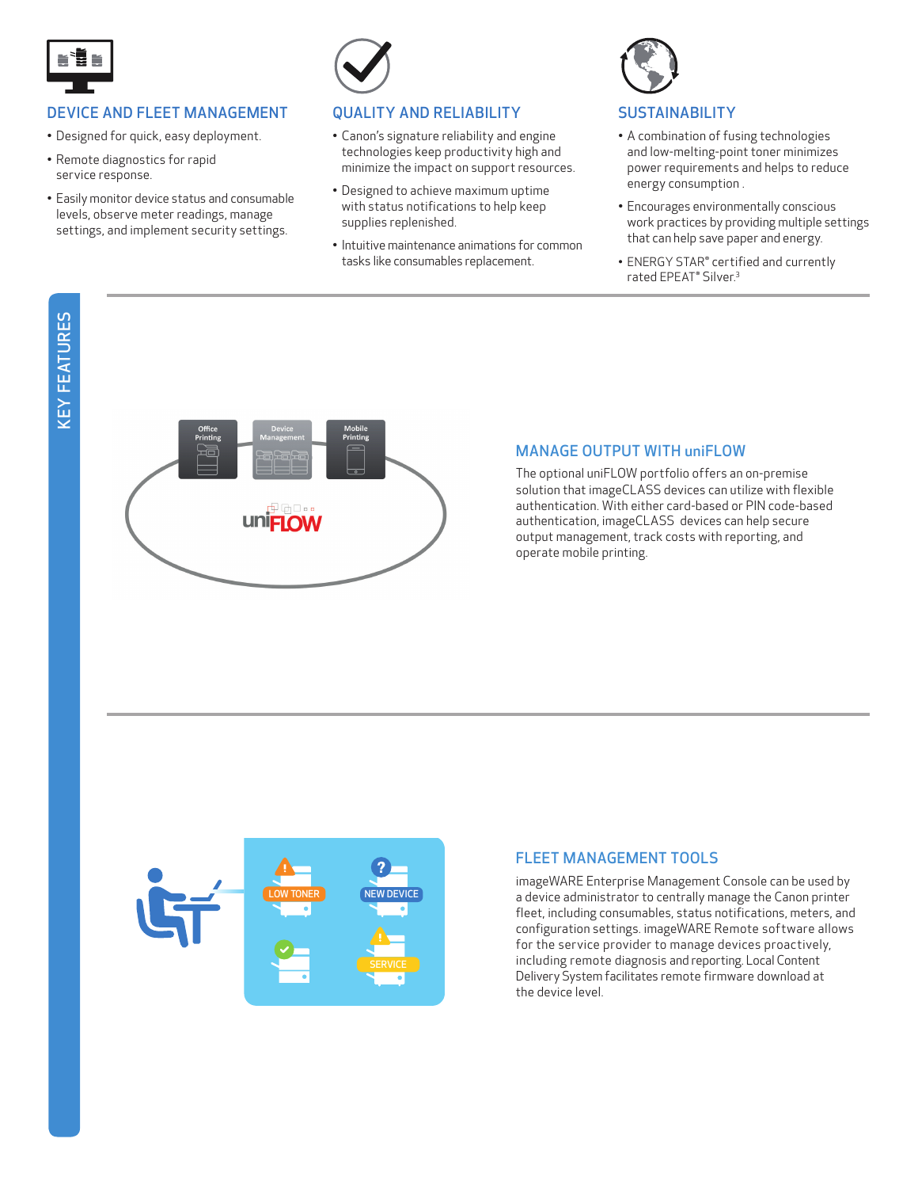KEY FEATURES

## DEVICE AND FLEET MANAGEMENT

- Designed for quick, easy deployment.
- Remote diagnostics for rapid service response.
- Easily monitor device status and consumable levels, observe meter readings, manage settings, and implement security settings.

## QUALITY AND RELIABILITY

- Canon's signature reliability and engine technologies keep productivity high and minimize the impact on support resources.
- Designed to achieve maximum uptime with status notifications to help keep supplies replenished.
- Intuitive maintenance animations for common tasks like consumables replacement.

## SUSTAINABILITY

- A combination of fusing technologies and low-melting-point toner minimizes power requirements and helps to reduce energy consumption .
- Encourages environmentally conscious work practices by providing multiple settings that can help save paper and energy.
- ENERGY STAR® certified and currently rated EPEAT® Silver.[3]

## MANAGE OUTPUT WITH uniFLOW

The optional uniFLOW portfolio offers an on-premise solution that imageCLASS devices can utilize with flexible authentication. With either card-based or PIN code-based authentication, imageCLASS devices can help secure output management, track costs with reporting, and operate mobile printing.

## FLEET MANAGEMENT TOOLS

imageWARE Enterprise Management Console can be used by a device administrator to centrally manage the Canon printer fleet, including consumables, status notifications, meters, and configuration settings. imageWARE Remote software allows for the service provider to manage devices proactively, including remote diagnosis and reporting. Local Content Delivery System facilitates remote firmware download at the device level.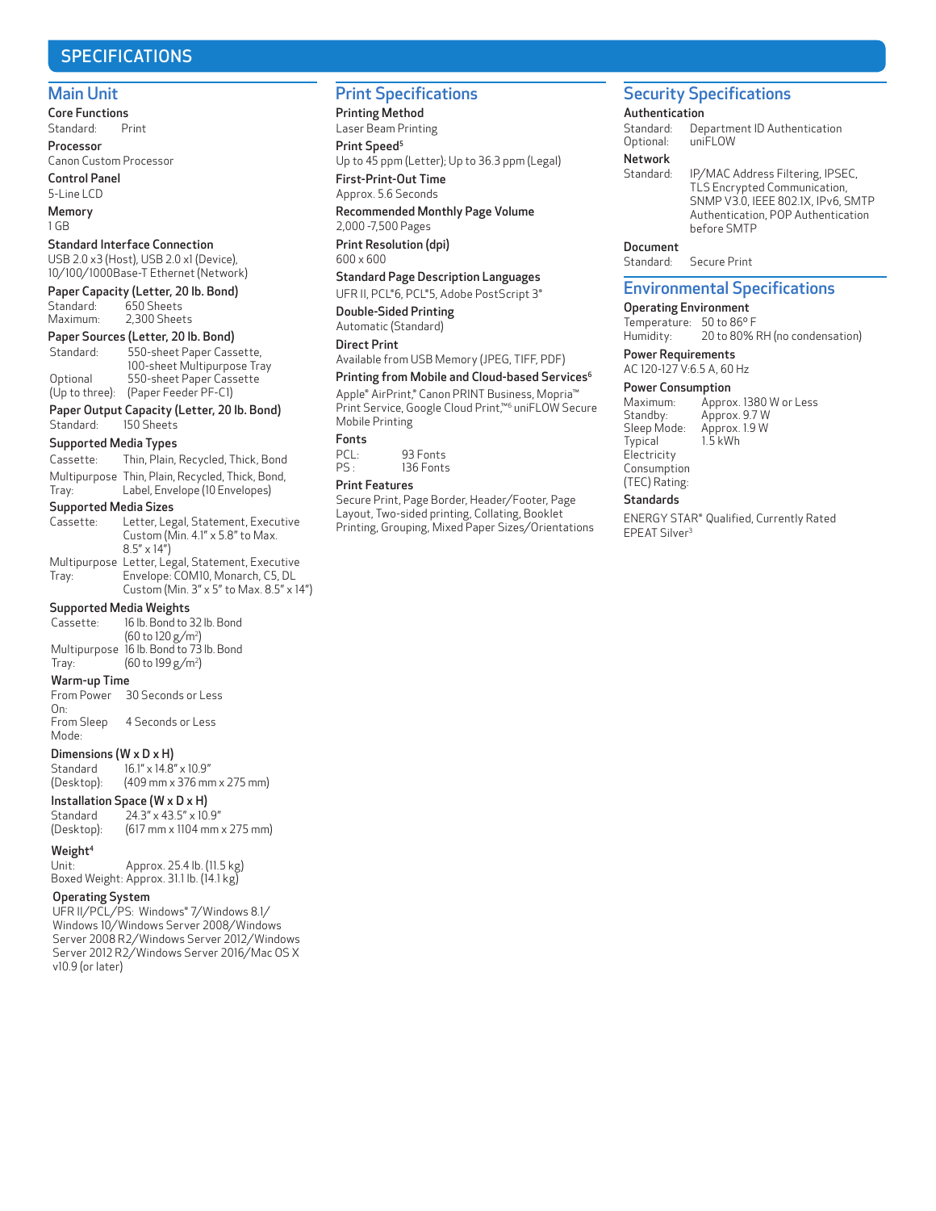# SPECIFICATIONS

## Main Unit

**Core Functions**
Standard: Print

**Processor**
Canon Custom Processor

**Control Panel**
5-Line LCD

**Memory**
1 GB

**Standard Interface Connection**
USB 2.0 x3 (Host), USB 2.0 x1 (Device), 10/100/1000Base-T Ethernet (Network)

**Paper Capacity (Letter, 20 lb. Bond)**
Standard: 650 Sheets
Maximum: 2,300 Sheets

**Paper Sources (Letter, 20 lb. Bond)**
Standard: 550-sheet Paper Cassette, 100-sheet Multipurpose Tray
Optional (Up to three): 550-sheet Paper Cassette (Paper Feeder PF-C1)

**Paper Output Capacity (Letter, 20 lb. Bond)**
Standard: 150 Sheets

**Supported Media Types**
Cassette: Thin, Plain, Recycled, Thick, Bond
Multipurpose Tray: Thin, Plain, Recycled, Thick, Bond, Label, Envelope (10 Envelopes)

**Supported Media Sizes**
Cassette: Letter, Legal, Statement, Executive Custom (Min. 4.1" x 5.8" to Max. 8.5" x 14")
Multipurpose Tray: Letter, Legal, Statement, Executive Envelope: COM10, Monarch, C5, DL Custom (Min. 3" x 5" to Max. 8.5" x 14")

**Supported Media Weights**
Cassette: 16 lb. Bond to 32 lb. Bond (60 to 120 g/m$^2$)
Multipurpose Tray: 16 lb. Bond to 73 lb. Bond (60 to 199 g/m$^2$)

**Warm-up Time**
From Power On: 30 Seconds or Less
From Sleep Mode: 4 Seconds or Less

**Dimensions (W x D x H)**
Standard (Desktop): 16.1" x 14.8" x 10.9" (409 mm x 376 mm x 275 mm)

**Installation Space (W x D x H)**
Standard (Desktop): 24.3" x 43.5" x 10.9" (617 mm x 1104 mm x 275 mm)

**Weight**[4]
Unit: Approx. 25.4 lb. (11.5 kg)
Boxed Weight: Approx. 31.1 lb. (14.1 kg)

**Operating System**
UFR II/PCL/PS: Windows® 7/Windows 8.1/ Windows 10/Windows Server 2008/Windows Server 2008 R2/Windows Server 2012/Windows Server 2012 R2/Windows Server 2016/Mac OS X v10.9 (or later)

## Print Specifications

**Printing Method**
Laser Beam Printing

**Print Speed**[5]
Up to 45 ppm (Letter); Up to 36.3 ppm (Legal)

**First-Print-Out Time**
Approx. 5.6 Seconds

**Recommended Monthly Page Volume**
2,000 -7,500 Pages

**Print Resolution (dpi)**
600 x 600

**Standard Page Description Languages**
UFR II, PCL®6, PCL®5, Adobe PostScript 3®

**Double-Sided Printing**
Automatic (Standard)

**Direct Print**
Available from USB Memory (JPEG, TIFF, PDF)

**Printing from Mobile and Cloud-based Services**[6]
Apple® AirPrint,® Canon PRINT Business, Mopria™ Print Service, Google Cloud Print,™[6] uniFLOW Secure Mobile Printing

**Fonts**
PCL: 93 Fonts
PS: 136 Fonts

**Print Features**
Secure Print, Page Border, Header/Footer, Page Layout, Two-sided printing, Collating, Booklet Printing, Grouping, Mixed Paper Sizes/Orientations

## Security Specifications

**Authentication**
Standard: Department ID Authentication
Optional: uniFLOW

**Network**
Standard: IP/MAC Address Filtering, IPSEC, TLS Encrypted Communication, SNMP V3.0, IEEE 802.1X, IPv6, SMTP Authentication, POP Authentication before SMTP

**Document**
Standard: Secure Print

## Environmental Specifications

**Operating Environment**
Temperature: 50 to 86º F
Humidity: 20 to 80% RH (no condensation)

**Power Requirements**
AC 120-127 V:6.5 A, 60 Hz

**Power Consumption**
Maximum: Approx. 1380 W or Less
Standby: Approx. 9.7 W
Sleep Mode: Approx. 1.9 W
Typical Electricity Consumption (TEC) Rating: 1.5 kWh

**Standards**
ENERGY STAR® Qualified, Currently Rated EPEAT Silver[3]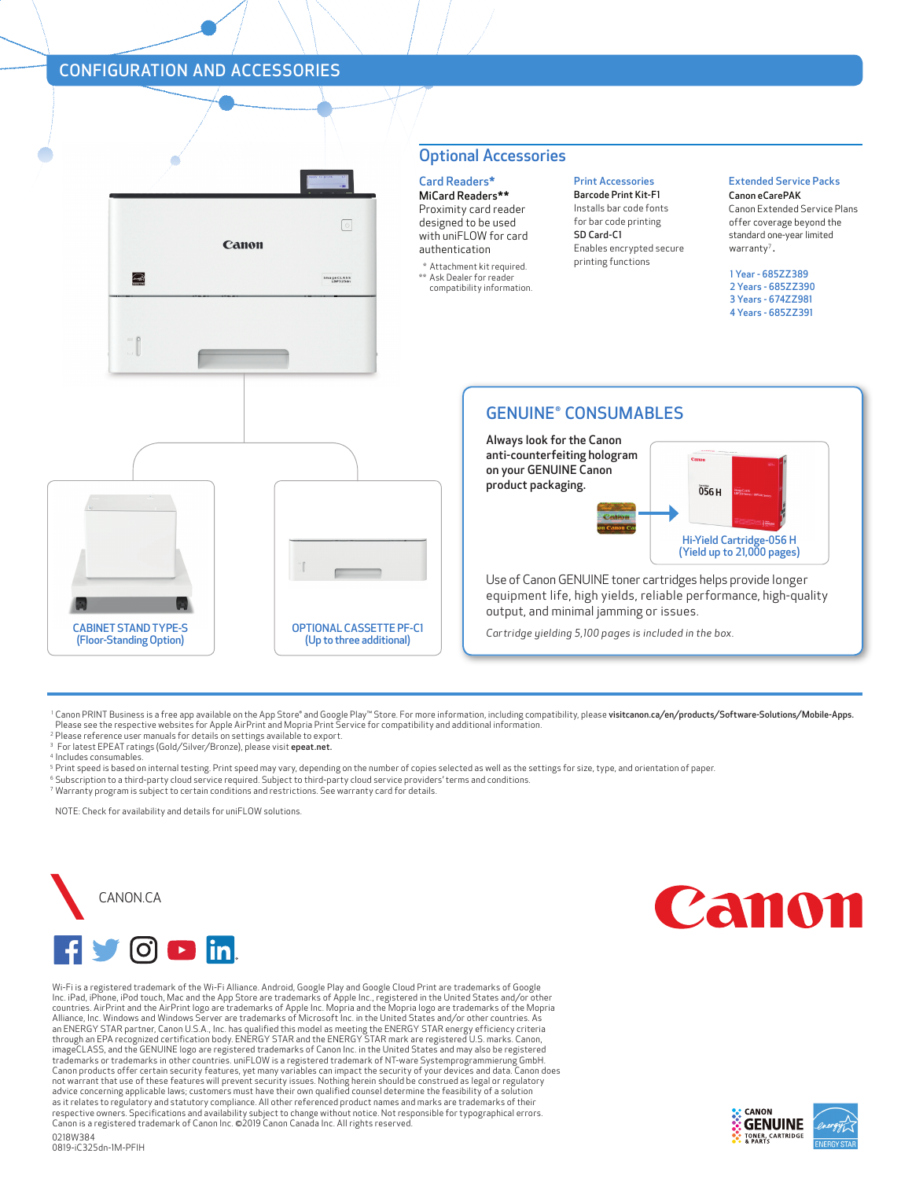## CONFIGURATION AND ACCESSORIES

CABINET STAND TYPE-S
(Floor-Standing Option)

OPTIONAL CASSETTE PF-C1
(Up to three additional)

## Optional Accessories

### Card Readers*

**MiCard Readers****

Proximity card reader designed to be used with uniFLOW for card authentication

\* Attachment kit required.
\*\* Ask Dealer for reader compatibility information.

### Print Accessories

**Barcode Print Kit-F1**

Installs bar code fonts for bar code printing

**SD Card-C1**

Enables encrypted secure printing functions

### Extended Service Packs

**Canon eCarePAK**

Canon Extended Service Plans offer coverage beyond the standard one-year limited warranty[7].

1 Year - 685ZZ389
2 Years - 685ZZ390
3 Years - 674ZZ981
4 Years - 685ZZ391

## GENUINE® CONSUMABLES

Always look for the Canon anti-counterfeiting hologram on your GENUINE Canon product packaging.

Hi-Yield Cartridge-056 H
(Yield up to 21,000 pages)

Use of Canon GENUINE toner cartridges helps provide longer equipment life, high yields, reliable performance, high-quality output, and minimal jamming or issues.

*Cartridge yielding 5,100 pages is included in the box.*

---

[1] Canon PRINT Business is a free app available on the App Store® and Google Play™ Store. For more information, including compatibility, please **visitcanon.ca/en/products/Software-Solutions/Mobile-Apps**. Please see the respective websites for Apple AirPrint and Mopria Print Service for compatibility and additional information.
[2] Please reference user manuals for details on settings available to export.
[3] For latest EPEAT ratings (Gold/Silver/Bronze), please visit **epeat.net**.
[4] Includes consumables.
[5] Print speed is based on internal testing. Print speed may vary, depending on the number of copies selected as well as the settings for size, type, and orientation of paper.
[6] Subscription to a third-party cloud service required. Subject to third-party cloud service providers' terms and conditions.
[7] Warranty program is subject to certain conditions and restrictions. See warranty card for details.

NOTE: Check for availability and details for uniFLOW solutions.

CANON.CA

Wi-Fi is a registered trademark of the Wi-Fi Alliance. Android, Google Play and Google Cloud Print are trademarks of Google Inc. iPad, iPhone, iPod touch, Mac and the App Store are trademarks of Apple Inc., registered in the United States and/or other countries. AirPrint and the AirPrint logo are trademarks of Apple Inc. Mopria and the Mopria logo are trademarks of the Mopria Alliance, Inc. Windows and Windows Server are trademarks of Microsoft Inc. in the United States and/or other countries. As an ENERGY STAR partner, Canon U.S.A., Inc. has qualified this model as meeting the ENERGY STAR energy efficiency criteria through an EPA recognized certification body. ENERGY STAR and the ENERGY STAR mark are registered U.S. marks. Canon, imageCLASS, and the GENUINE logo are registered trademarks of Canon Inc. in the United States and may also be registered trademarks or trademarks in other countries. uniFLOW is a registered trademark of NT-ware Systemprogrammierung GmbH. Canon products offer certain security features, yet many variables can impact the security of your devices and data. Canon does not warrant that use of these features will prevent security issues. Nothing herein should be construed as legal or regulatory advice concerning applicable laws; customers must have their own qualified counsel determine the feasibility of a solution as it relates to regulatory and statutory compliance. All other referenced product names and marks are trademarks of their respective owners. Specifications and availability subject to change without notice. Not responsible for typographical errors. Canon is a registered trademark of Canon Inc. ©2019 Canon Canada Inc. All rights reserved.

0218W384
0819-iC325dn-1M-PFIH